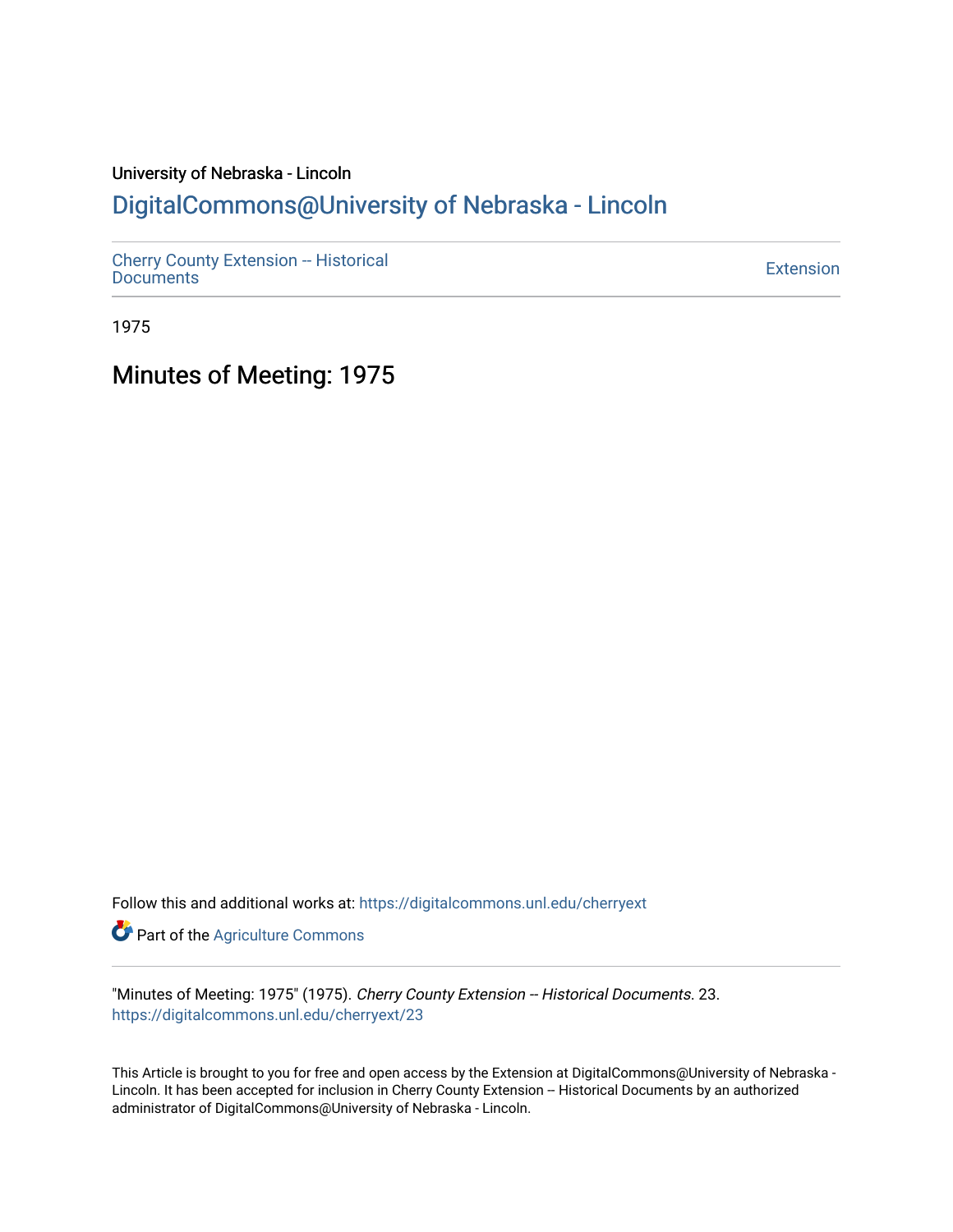University of Nebraska - Lincoln

## DigitalCommons@University of Nebraska - Lincoln

Cherry County Extension -- Historical Documents

Extension

1975

# Minutes of Meeting: 1975

Follow this and additional works at: https://digitalcommons.unl.edu/cherryext

Part of the Agriculture Commons

"Minutes of Meeting: 1975" (1975). *Cherry County Extension -- Historical Documents*. 23.
https://digitalcommons.unl.edu/cherryext/23

This Article is brought to you for free and open access by the Extension at DigitalCommons@University of Nebraska - Lincoln. It has been accepted for inclusion in Cherry County Extension -- Historical Documents by an authorized administrator of DigitalCommons@University of Nebraska - Lincoln.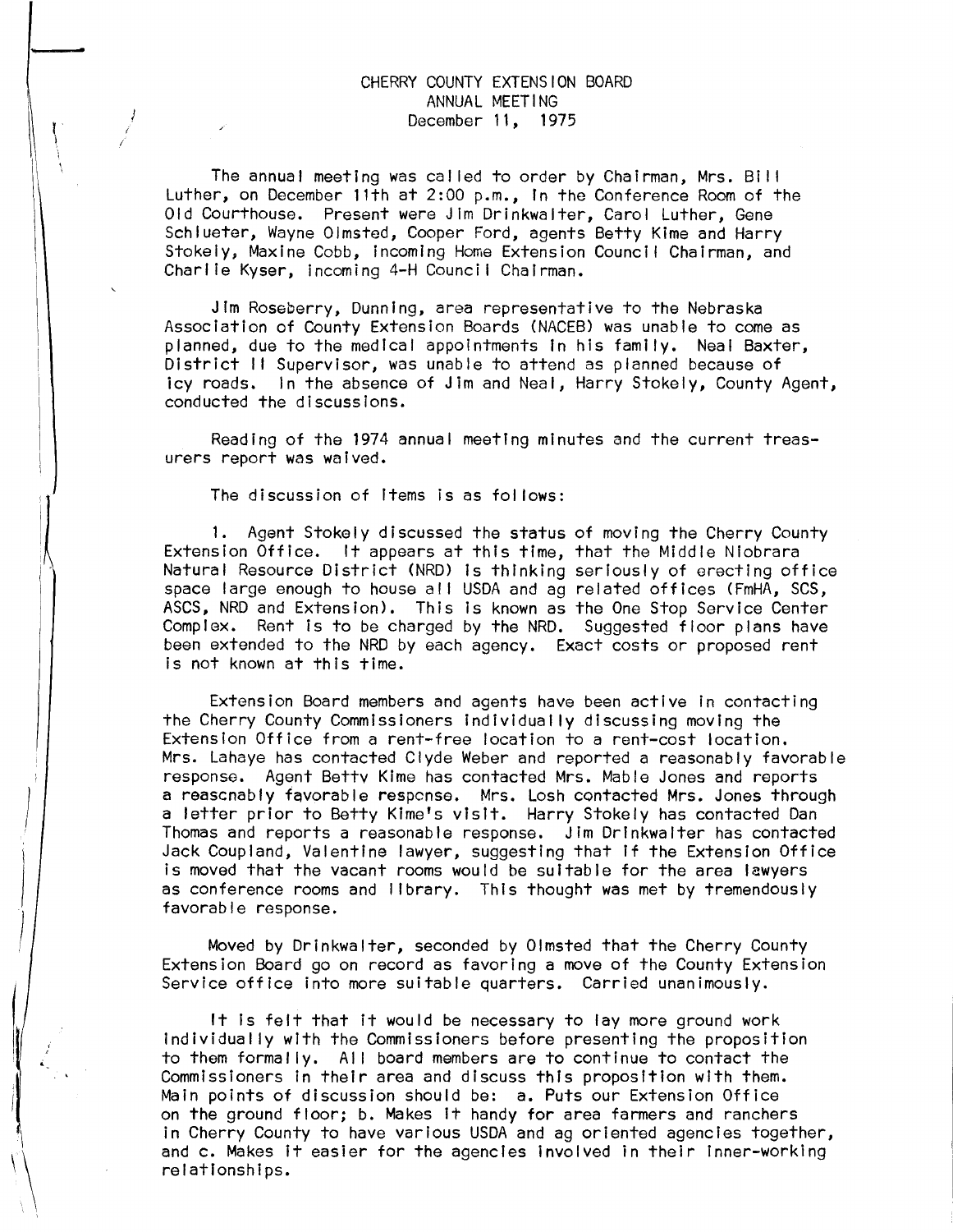CHERRY COUNTY EXTENSION BOARD
ANNUAL MEETING
December 11, 1975

The annual meeting was called to order by Chairman, Mrs. Bill Luther, on December 11th at 2:00 p.m., in the Conference Room of the Old Courthouse. Present were Jim Drinkwalter, Carol Luther, Gene Schlueter, Wayne Olmsted, Cooper Ford, agents Betty Kime and Harry Stokely, Maxine Cobb, incoming Home Extension Council Chairman, and Charlie Kyser, incoming 4-H Council Chairman.

Jim Roseberry, Dunning, area representative to the Nebraska Association of County Extension Boards (NACEB) was unable to come as planned, due to the medical appointments in his family. Neal Baxter, District II Supervisor, was unable to attend as planned because of icy roads. In the absence of Jim and Neal, Harry Stokely, County Agent, conducted the discussions.

Reading of the 1974 annual meeting minutes and the current treasurers report was waived.

The discussion of items is as follows:

1. Agent Stokely discussed the status of moving the Cherry County Extension Office. It appears at this time, that the Middle Niobrara Natural Resource District (NRD) is thinking seriously of erecting office space large enough to house all USDA and ag related offices (FmHA, SCS, ASCS, NRD and Extension). This is known as the One Stop Service Center Complex. Rent is to be charged by the NRD. Suggested floor plans have been extended to the NRD by each agency. Exact costs or proposed rent is not known at this time.

Extension Board members and agents have been active in contacting the Cherry County Commissioners individually discussing moving the Extension Office from a rent-free location to a rent-cost location. Mrs. Lahaye has contacted Clyde Weber and reported a reasonably favorable response. Agent Betty Kime has contacted Mrs. Mable Jones and reports a reasonably favorable response. Mrs. Losh contacted Mrs. Jones through a letter prior to Betty Kime's visit. Harry Stokely has contacted Dan Thomas and reports a reasonable response. Jim Drinkwalter has contacted Jack Coupland, Valentine lawyer, suggesting that if the Extension Office is moved that the vacant rooms would be suitable for the area lawyers as conference rooms and library. This thought was met by tremendously favorable response.

Moved by Drinkwalter, seconded by Olmsted that the Cherry County Extension Board go on record as favoring a move of the County Extension Service office into more suitable quarters. Carried unanimously.

It is felt that it would be necessary to lay more ground work individually with the Commissioners before presenting the proposition to them formally. All board members are to continue to contact the Commissioners in their area and discuss this proposition with them. Main points of discussion should be: a. Puts our Extension Office on the ground floor; b. Makes it handy for area farmers and ranchers in Cherry County to have various USDA and ag oriented agencies together, and c. Makes it easier for the agencies involved in their inner-working relationships.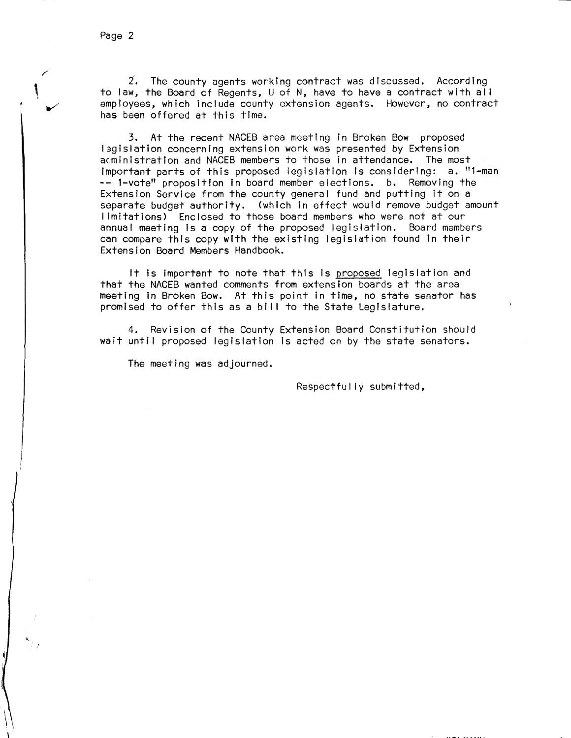2. The county agents working contract was discussed. According to law, the Board of Regents, U of N, have to have a contract with all employees, which include county extension agents. However, no contract has been offered at this time.

3. At the recent NACEB area meeting in Broken Bow proposed legislation concerning extension work was presented by Extension administration and NACEB members to those in attendance. The most important parts of this proposed legislation is considering: a. "1-man -- 1-vote" proposition in board member elections. b. Removing the Extension Service from the county general fund and putting it on a separate budget authority. (which in effect would remove budget amount limitations) Enclosed to those board members who were not at our annual meeting is a copy of the proposed legislation. Board members can compare this copy with the existing legislation found in their Extension Board Members Handbook.

It is important to note that this is proposed legislation and that the NACEB wanted comments from extension boards at the area meeting in Broken Bow. At this point in time, no state senator has promised to offer this as a bill to the State Legislature.

4. Revision of the County Extension Board Constitution should wait until proposed legislation is acted on by the state senators.

The meeting was adjourned.

Respectfully submitted,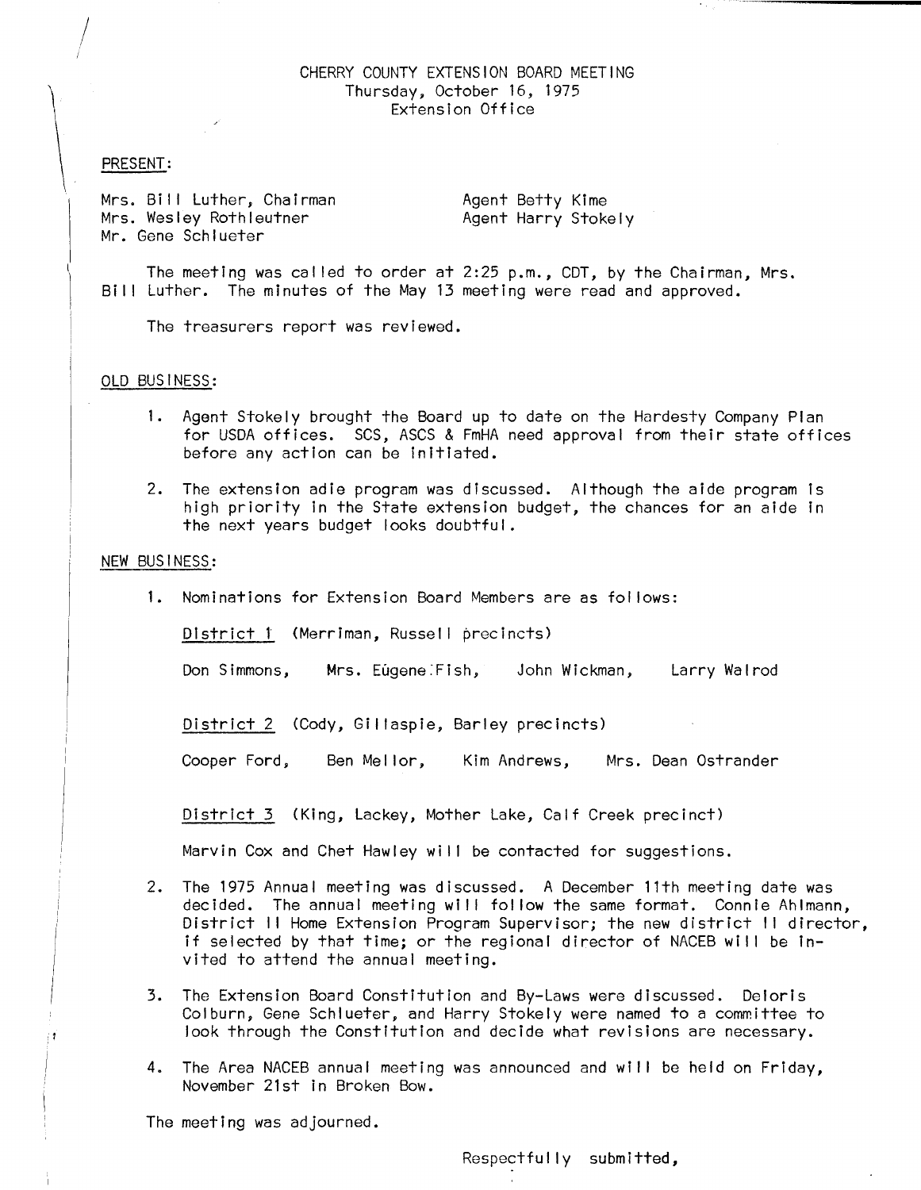CHERRY COUNTY EXTENSION BOARD MEETING
Thursday, October 16, 1975
Extension Office

PRESENT:

Mrs. Bill Luther, Chairman
Mrs. Wesley Rothleutner
Mr. Gene Schlueter

Agent Betty Kime
Agent Harry Stokely

The meeting was called to order at 2:25 p.m., CDT, by the Chairman, Mrs. Bill Luther. The minutes of the May 13 meeting were read and approved.

The treasurers report was reviewed.

OLD BUSINESS:

1. Agent Stokely brought the Board up to date on the Hardesty Company Plan for USDA offices. SCS, ASCS & FmHA need approval from their state offices before any action can be initiated.

2. The extension adie program was discussed. Although the aide program is high priority in the State extension budget, the chances for an aide in the next years budget looks doubtful.

NEW BUSINESS:

1. Nominations for Extension Board Members are as follows:

   District 1 (Merriman, Russell precincts)

   Don Simmons, Mrs. Eugene Fish, John Wickman, Larry Walrod

   District 2 (Cody, Gillaspie, Barley precincts)

   Cooper Ford, Ben Mellor, Kim Andrews, Mrs. Dean Ostrander

   District 3 (King, Lackey, Mother Lake, Calf Creek precinct)

   Marvin Cox and Chet Hawley will be contacted for suggestions.

2. The 1975 Annual meeting was discussed. A December 11th meeting date was decided. The annual meeting will follow the same format. Connie Ahlmann, District II Home Extension Program Supervisor; the new district II director, if selected by that time; or the regional director of NACEB will be invited to attend the annual meeting.

3. The Extension Board Constitution and By-Laws were discussed. Deloris Colburn, Gene Schlueter, and Harry Stokely were named to a committee to look through the Constitution and decide what revisions are necessary.

4. The Area NACEB annual meeting was announced and will be held on Friday, November 21st in Broken Bow.

The meeting was adjourned.

Respectfully submitted,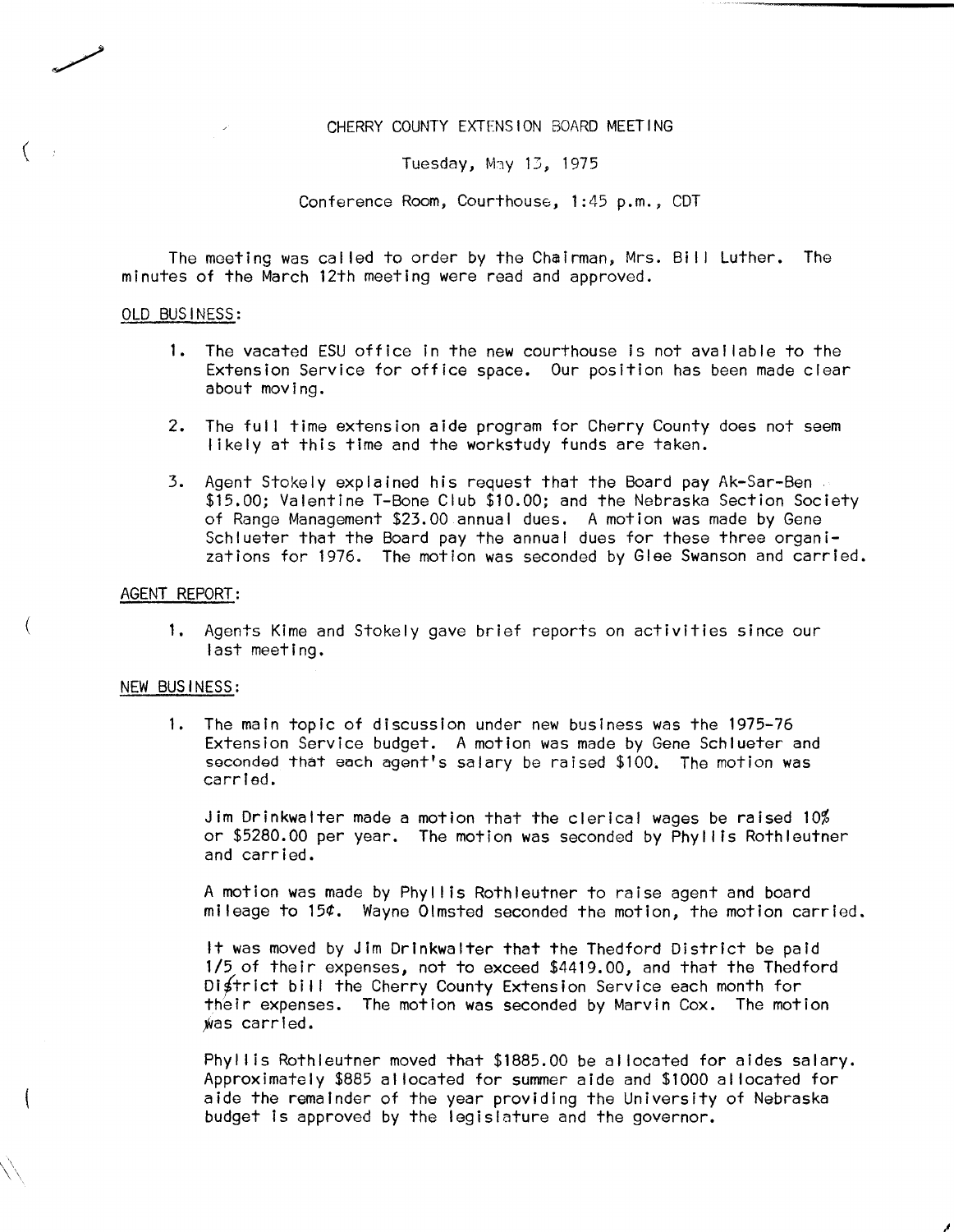CHERRY COUNTY EXTENSION BOARD MEETING

Tuesday, May 13, 1975

Conference Room, Courthouse, 1:45 p.m., CDT

The meeting was called to order by the Chairman, Mrs. Bill Luther. The minutes of the March 12th meeting were read and approved.

OLD BUSINESS:

1. The vacated ESU office in the new courthouse is not available to the Extension Service for office space. Our position has been made clear about moving.

2. The full time extension aide program for Cherry County does not seem likely at this time and the workstudy funds are taken.

3. Agent Stokely explained his request that the Board pay Ak-Sar-Ben $15.00; Valentine T-Bone Club $10.00; and the Nebraska Section Society of Range Management $23.00 annual dues. A motion was made by Gene Schlueter that the Board pay the annual dues for these three organizations for 1976. The motion was seconded by Glee Swanson and carried.

AGENT REPORT:

1. Agents Kime and Stokely gave brief reports on activities since our last meeting.

NEW BUSINESS:

1. The main topic of discussion under new business was the 1975-76 Extension Service budget. A motion was made by Gene Schlueter and seconded that each agent's salary be raised $100. The motion was carried.

   Jim Drinkwalter made a motion that the clerical wages be raised 10% or $5280.00 per year. The motion was seconded by Phyllis Rothleutner and carried.

   A motion was made by Phyllis Rothleutner to raise agent and board mileage to 15¢. Wayne Olmsted seconded the motion, the motion carried.

   It was moved by Jim Drinkwalter that the Thedford District be paid 1/5 of their expenses, not to exceed $4419.00, and that the Thedford District bill the Cherry County Extension Service each month for their expenses. The motion was seconded by Marvin Cox. The motion was carried.

   Phyllis Rothleutner moved that $1885.00 be allocated for aides salary. Approximately $885 allocated for summer aide and $1000 allocated for aide the remainder of the year providing the University of Nebraska budget is approved by the legislature and the governor.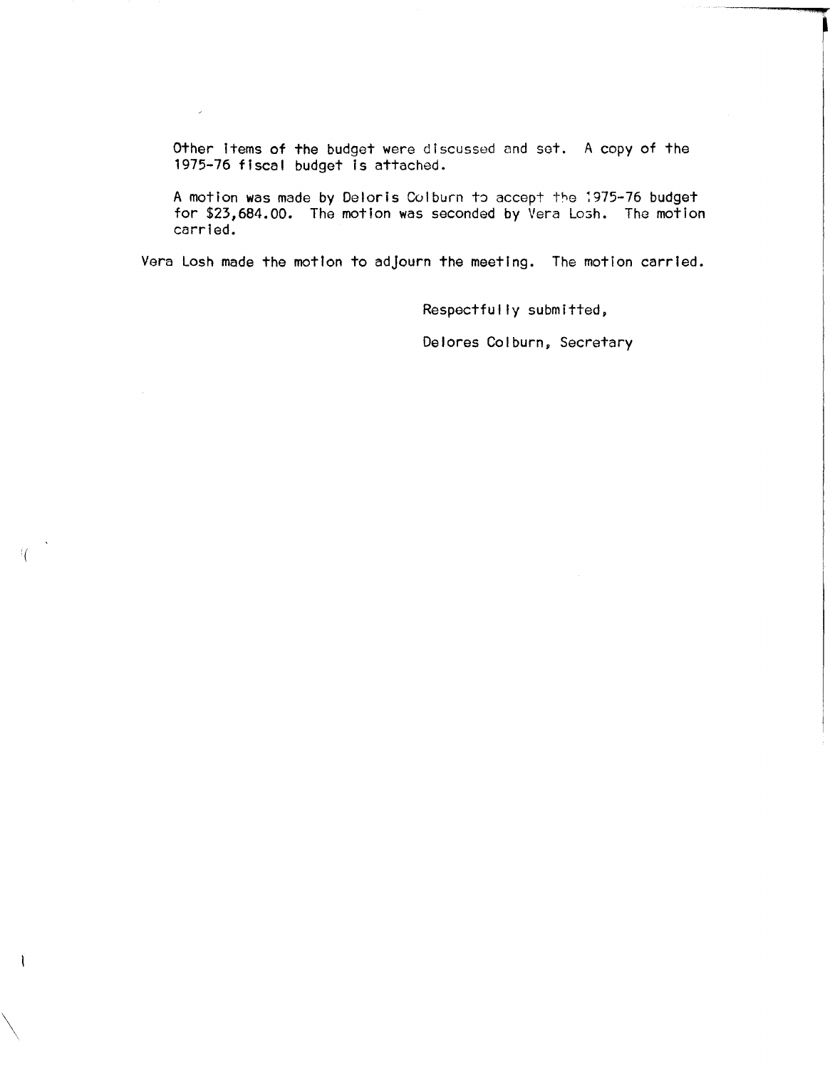Other items of the budget were discussed and set. A copy of the 1975-76 fiscal budget is attached.

A motion was made by Deloris Colburn to accept the 1975-76 budget for $23,684.00. The motion was seconded by Vera Losh. The motion carried.

Vera Losh made the motion to adjourn the meeting. The motion carried.

Respectfully submitted,

Delores Colburn, Secretary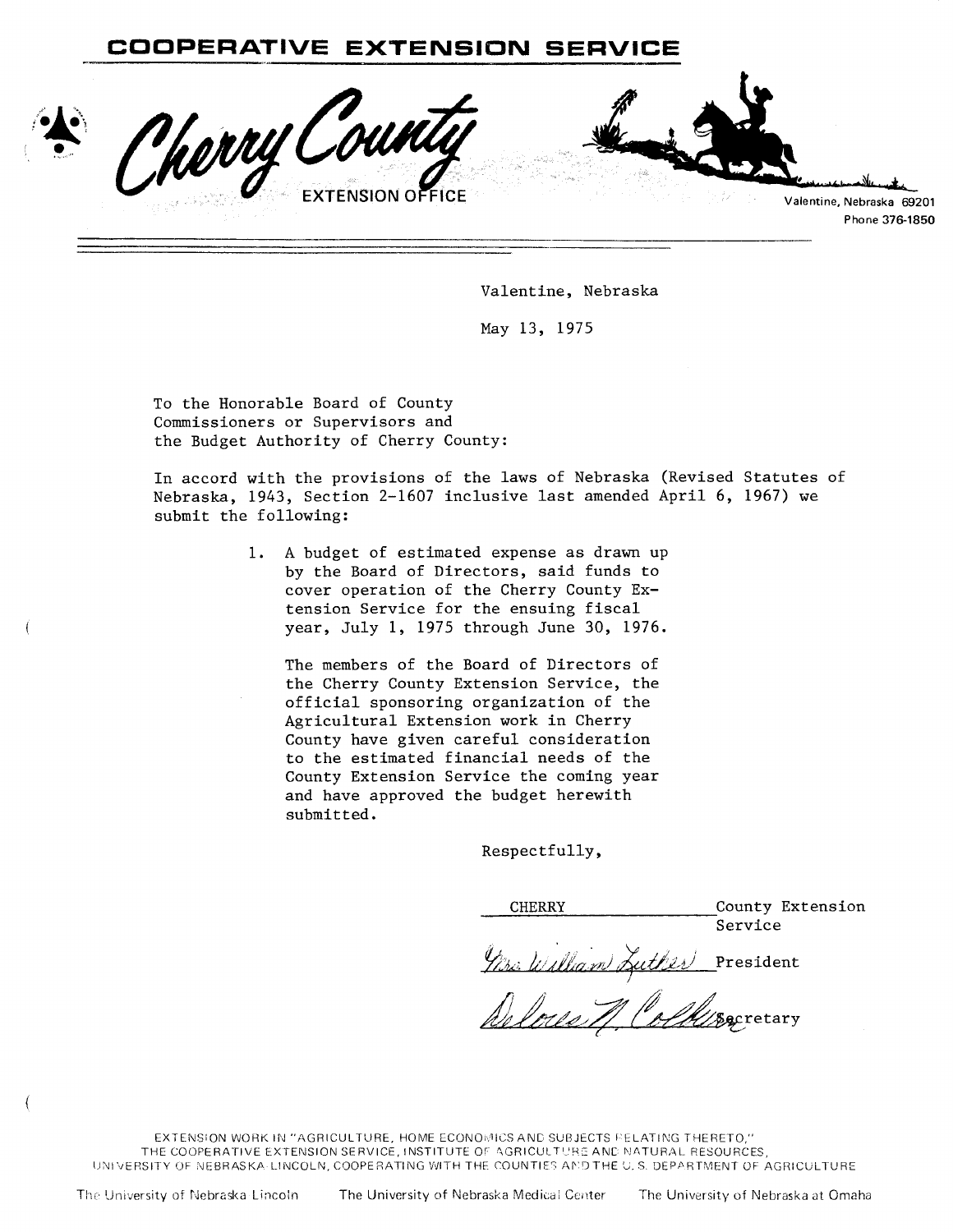# COOPERATIVE EXTENSION SERVICE

## Cherry County EXTENSION OFFICE

Valentine, Nebraska 69201
Phone 376-1850

Valentine, Nebraska

May 13, 1975

To the Honorable Board of County Commissioners or Supervisors and the Budget Authority of Cherry County:

In accord with the provisions of the laws of Nebraska (Revised Statutes of Nebraska, 1943, Section 2-1607 inclusive last amended April 6, 1967) we submit the following:

1. A budget of estimated expense as drawn up by the Board of Directors, said funds to cover operation of the Cherry County Extension Service for the ensuing fiscal year, July 1, 1975 through June 30, 1976.

   The members of the Board of Directors of the Cherry County Extension Service, the official sponsoring organization of the Agricultural Extension work in Cherry County have given careful consideration to the estimated financial needs of the County Extension Service the coming year and have approved the budget herewith submitted.

Respectfully,

CHERRY County Extension Service

Mrs. William Luther President

Delores N. Colburn Secretary

EXTENSION WORK IN "AGRICULTURE, HOME ECONOMICS AND SUBJECTS RELATING THERETO," THE COOPERATIVE EXTENSION SERVICE, INSTITUTE OF AGRICULTURE AND NATURAL RESOURCES, UNIVERSITY OF NEBRASKA-LINCOLN, COOPERATING WITH THE COUNTIES AND THE U.S. DEPARTMENT OF AGRICULTURE

The University of Nebraska Lincoln The University of Nebraska Medical Center The University of Nebraska at Omaha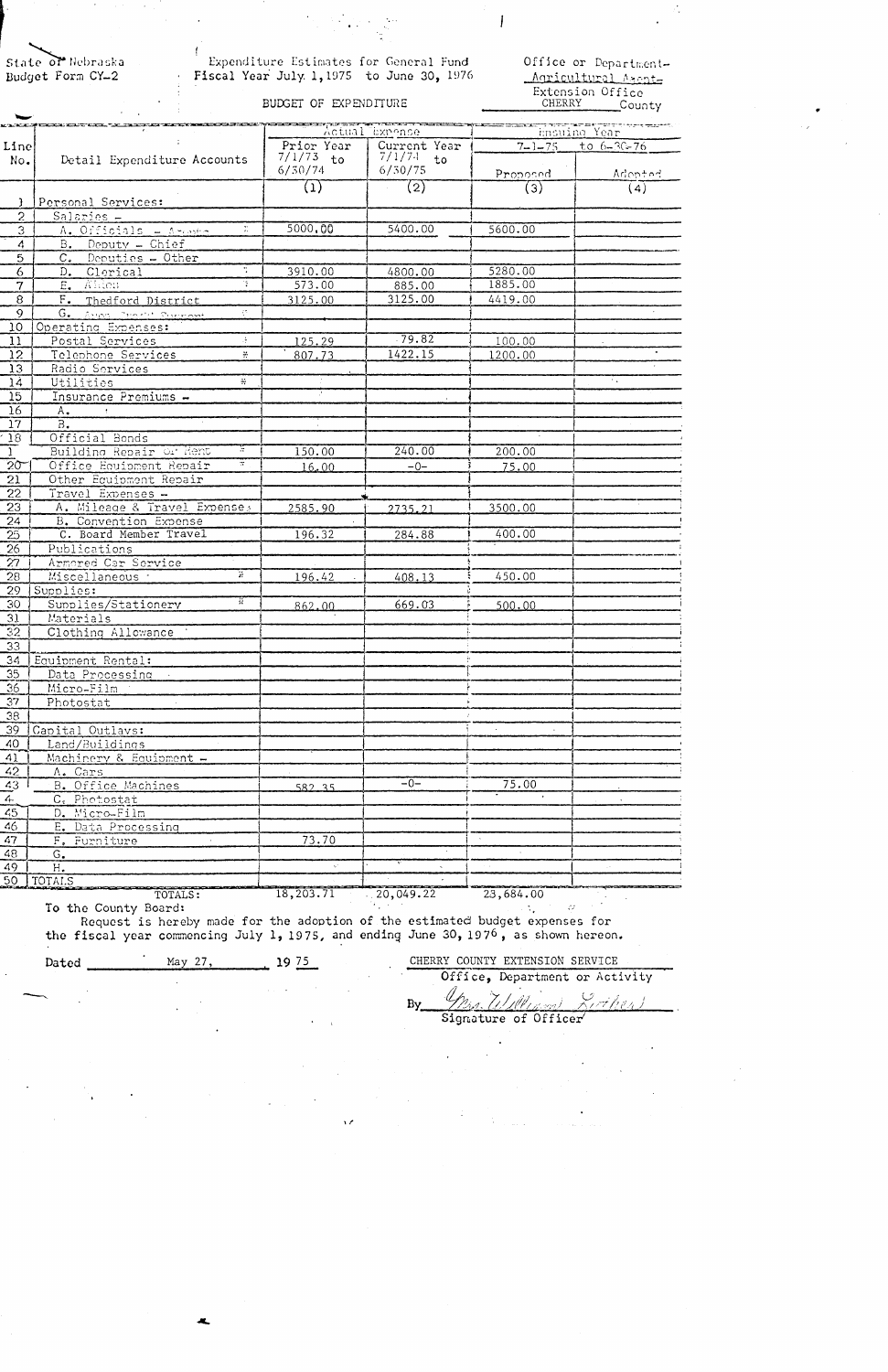State of Nebraska
Budget Form CY-2

Expenditure Estimates for General Fund
Fiscal Year July 1, 1975 to June 30, 1976

BUDGET OF EXPENDITURE

Office or Department- Agricultural Agent- Extension Office
CHERRY County

| Line No. | Detail Expenditure Accounts | Actual Expense Prior Year 7/1/73 to 6/30/74 | Actual Expense Current Year 7/1/74 to 6/30/75 | Ensuing Year 7-1-75 to 6-30-76 Proposed | Ensuing Year 7-1-75 to 6-30-76 Adopted |
|---|---|---|---|---|---|
| | | (1) | (2) | (3) | (4) |
| 1 | Personal Services: | | | | |
| 2 | Salaries - | | | | |
| 3 | A. Officials - Agent | 5000.00 | 5400.00 | 5600.00 | |
| 4 | B. Deputy - Chief | | | | |
| 5 | C. Deputies - Other | | | | |
| 6 | D. Clerical | 3910.00 | 4800.00 | 5280.00 | |
| 7 | E. Aides | 573.00 | 885.00 | 1885.00 | |
| 8 | F. Thedford District | 3125.00 | 3125.00 | 4419.00 | |
| 9 | G. Area Dist Support | | | | |
| 10 | Operating Expenses: | | | | |
| 11 | Postal Services | 125.29 | 79.82 | 100.00 | |
| 12 | Telephone Services | 807.73 | 1422.15 | 1200.00 | |
| 13 | Radio Services | | | | |
| 14 | Utilities | | | | |
| 15 | Insurance Premiums - | | | | |
| 16 | A. | | | | |
| 17 | B. | | | | |
| 18 | Official Bonds | | | | |
| 19 | Building Repair or Rent | 150.00 | 240.00 | 200.00 | |
| 20 | Office Equipment Repair | 16.00 | -0- | 75.00 | |
| 21 | Other Equipment Repair | | | | |
| 22 | Travel Expenses - | | | | |
| 23 | A. Mileage & Travel Expense | 2585.90 | 2735.21 | 3500.00 | |
| 24 | B. Convention Expense | | | | |
| 25 | C. Board Member Travel | 196.32 | 284.88 | 400.00 | |
| 26 | Publications | | | | |
| 27 | Armored Car Service | | | | |
| 28 | Miscellaneous | 196.42 | 408.13 | 450.00 | |
| 29 | Supplies: | | | | |
| 30 | Supplies/Stationery | 862.00 | 669.03 | 500.00 | |
| 31 | Materials | | | | |
| 32 | Clothing Allowance | | | | |
| 33 | | | | | |
| 34 | Equipment Rental: | | | | |
| 35 | Data Processing | | | | |
| 36 | Micro-Film | | | | |
| 37 | Photostat | | | | |
| 38 | | | | | |
| 39 | Capital Outlays: | | | | |
| 40 | Land/Buildings | | | | |
| 41 | Machinery & Equipment - | | | | |
| 42 | A. Cars | | | | |
| 43 | B. Office Machines | 582.35 | -0- | 75.00 | |
| 44 | C. Photostat | | | | |
| 45 | D. Micro-Film | | | | |
| 46 | E. Data Processing | | | | |
| 47 | F. Furniture | 73.70 | | | |
| 48 | G. | | | | |
| 49 | H. | | | | |
| 50 | TOTALS | | | | |
| | TOTALS: | 18,203.71 | 20,049.22 | 23,684.00 | |

To the County Board:

Request is hereby made for the adoption of the estimated budget expenses for the fiscal year commencing July 1, 1975, and ending June 30, 1976, as shown hereon.

Dated May 27, 19 75

CHERRY COUNTY EXTENSION SERVICE
Office, Department or Activity

By Mrs. William Luther
Signature of Officer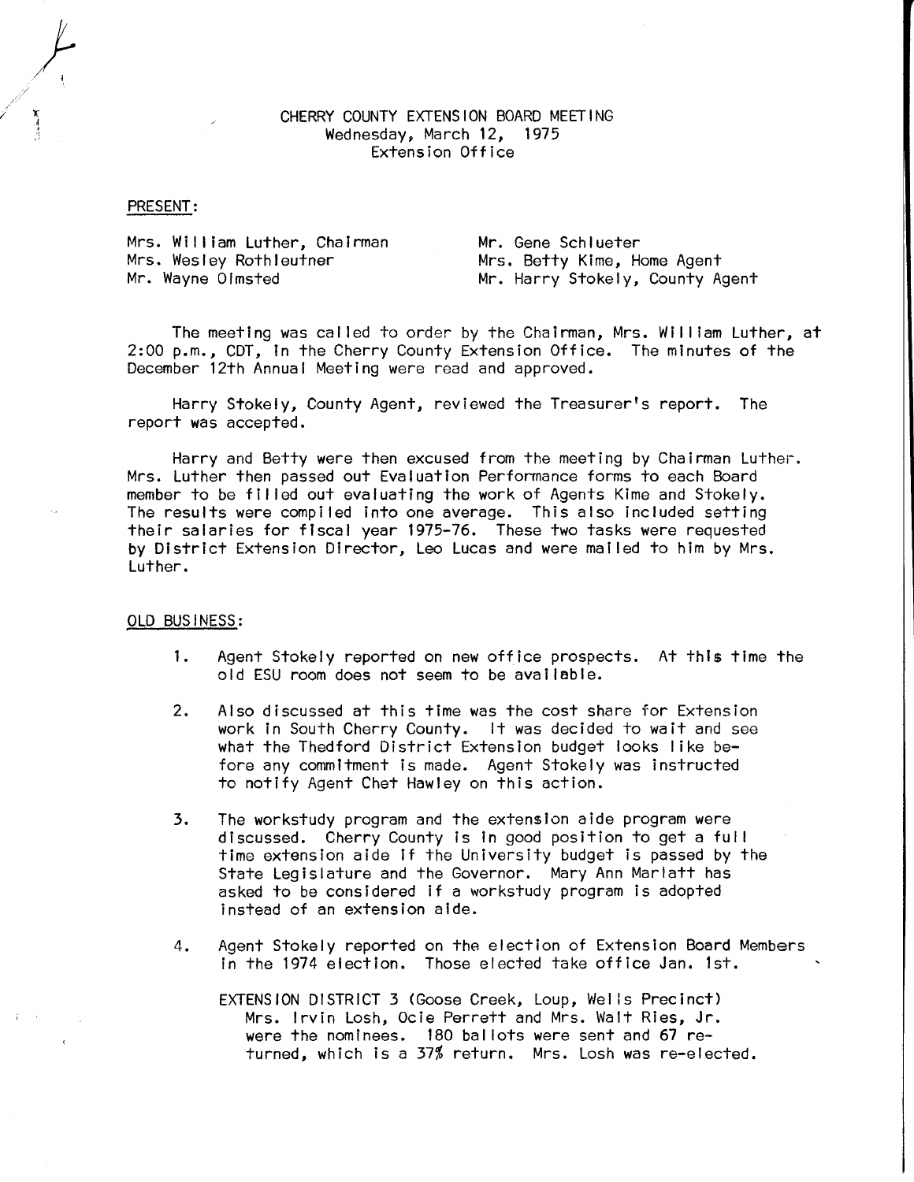CHERRY COUNTY EXTENSION BOARD MEETING
Wednesday, March 12, 1975
Extension Office

PRESENT:

| | |
|---|---|
| Mrs. William Luther, Chairman | Mr. Gene Schlueter |
| Mrs. Wesley Rothleutner | Mrs. Betty Kime, Home Agent |
| Mr. Wayne Olmsted | Mr. Harry Stokely, County Agent |

The meeting was called to order by the Chairman, Mrs. William Luther, at 2:00 p.m., CDT, in the Cherry County Extension Office. The minutes of the December 12th Annual Meeting were read and approved.

Harry Stokely, County Agent, reviewed the Treasurer's report. The report was accepted.

Harry and Betty were then excused from the meeting by Chairman Luther. Mrs. Luther then passed out Evaluation Performance forms to each Board member to be filled out evaluating the work of Agents Kime and Stokely. The results were compiled into one average. This also included setting their salaries for fiscal year 1975-76. These two tasks were requested by District Extension Director, Leo Lucas and were mailed to him by Mrs. Luther.

OLD BUSINESS:

1. Agent Stokely reported on new office prospects. At this time the old ESU room does not seem to be available.

2. Also discussed at this time was the cost share for Extension work in South Cherry County. It was decided to wait and see what the Thedford District Extension budget looks like before any commitment is made. Agent Stokely was instructed to notify Agent Chet Hawley on this action.

3. The workstudy program and the extension aide program were discussed. Cherry County is in good position to get a full time extension aide if the University budget is passed by the State Legislature and the Governor. Mary Ann Marlatt has asked to be considered if a workstudy program is adopted instead of an extension aide.

4. Agent Stokely reported on the election of Extension Board Members in the 1974 election. Those elected take office Jan. 1st.

   EXTENSION DISTRICT 3 (Goose Creek, Loup, Wells Precinct)
   Mrs. Irvin Losh, Ocie Perrett and Mrs. Walt Ries, Jr. were the nominees. 180 ballots were sent and 67 returned, which is a 37% return. Mrs. Losh was re-elected.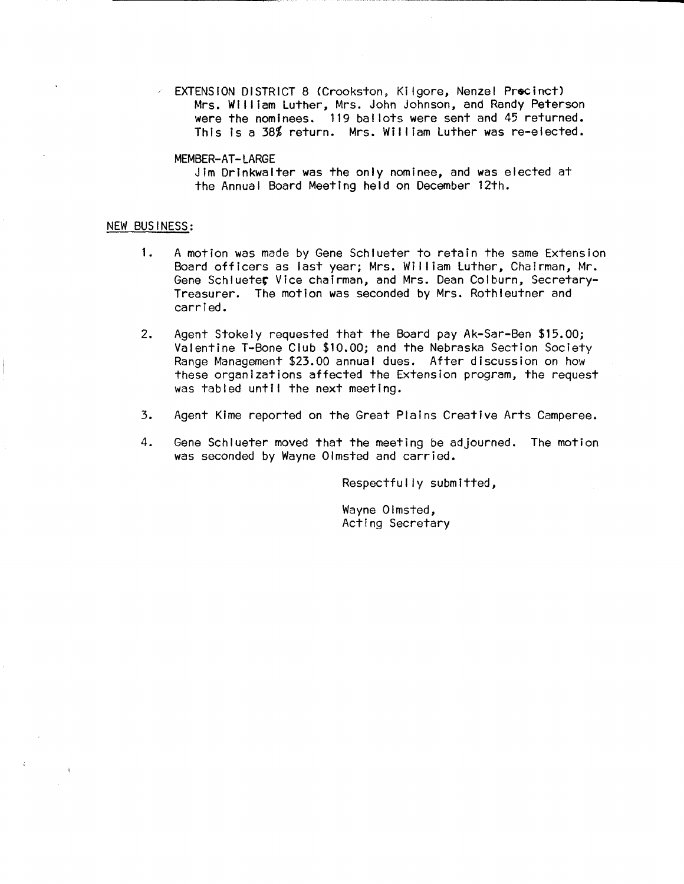EXTENSION DISTRICT 8 (Crookston, Kilgore, Nenzel Precinct)
Mrs. William Luther, Mrs. John Johnson, and Randy Peterson were the nominees. 119 ballots were sent and 45 returned. This is a 38% return. Mrs. William Luther was re-elected.

MEMBER-AT-LARGE
Jim Drinkwalter was the only nominee, and was elected at the Annual Board Meeting held on December 12th.

NEW BUSINESS:

1. A motion was made by Gene Schlueter to retain the same Extension Board officers as last year; Mrs. William Luther, Chairman, Mr. Gene Schlueter Vice chairman, and Mrs. Dean Colburn, Secretary-Treasurer. The motion was seconded by Mrs. Rothleutner and carried.

2. Agent Stokely requested that the Board pay Ak-Sar-Ben $15.00; Valentine T-Bone Club $10.00; and the Nebraska Section Society Range Management $23.00 annual dues. After discussion on how these organizations affected the Extension program, the request was tabled until the next meeting.

3. Agent Kime reported on the Great Plains Creative Arts Camperee.

4. Gene Schlueter moved that the meeting be adjourned. The motion was seconded by Wayne Olmsted and carried.

Respectfully submitted,

Wayne Olmsted,
Acting Secretary